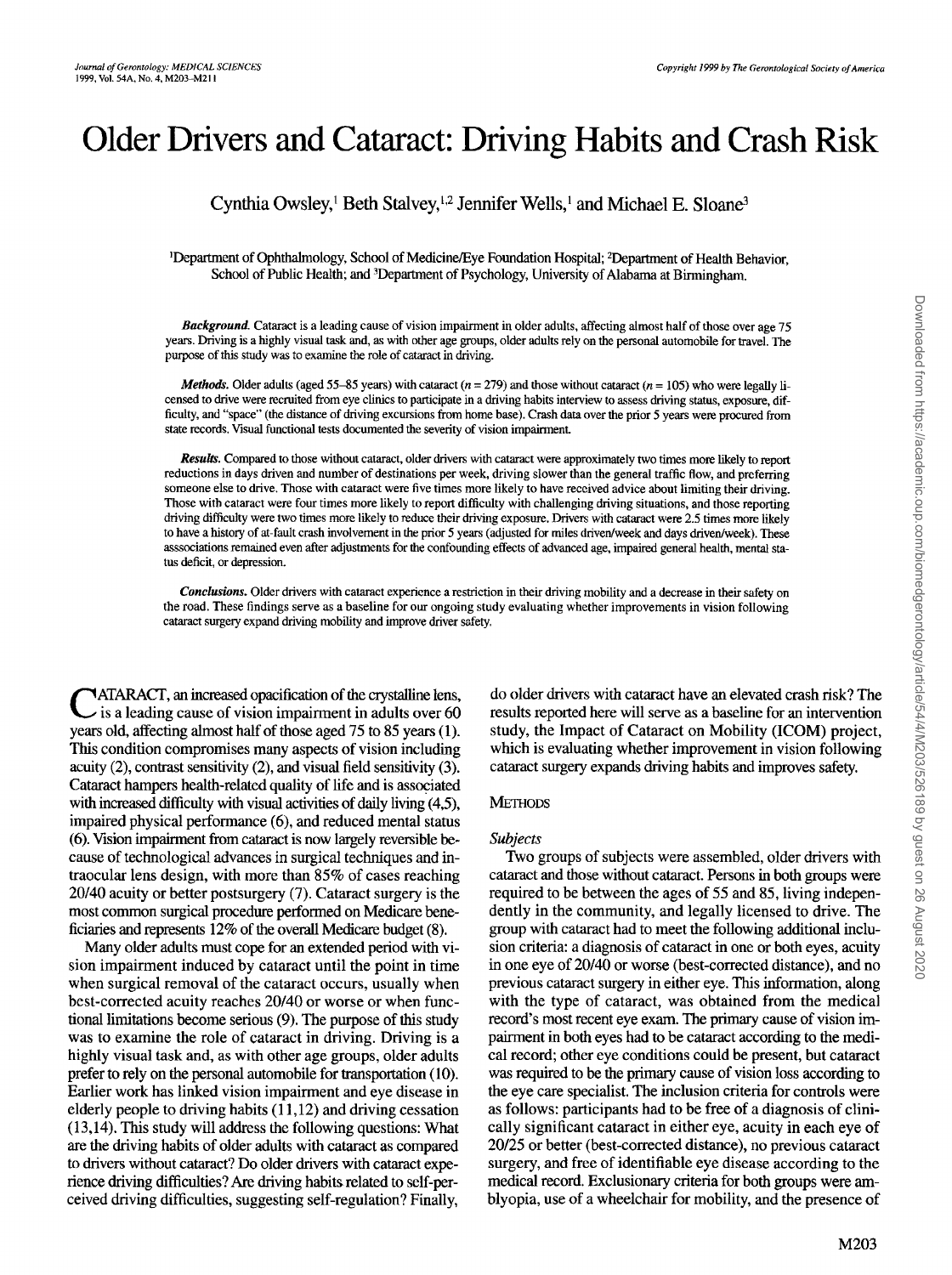# Older Drivers and Cataract: Driving Habits and Crash Risk

Cynthia Owsley,[1] Beth Stalvey,[1,2] Jennifer Wells,[1] and Michael E. Sloane[3]

[1]Department of Ophthalmology, School of Medicine/Eye Foundation Hospital; [2]Department of Health Behavior, School of Public Health; and [3]Department of Psychology, University of Alabama at Birmingham.

***Background.*** Cataract is a leading cause of vision impairment in older adults, affecting almost half of those over age 75 years. Driving is a highly visual task and, as with other age groups, older adults rely on the personal automobile for travel. The purpose of this study was to examine the role of cataract in driving.

***Methods.*** Older adults (aged 55–85 years) with cataract ($n = 279$) and those without cataract ($n = 105$) who were legally licensed to drive were recruited from eye clinics to participate in a driving habits interview to assess driving status, exposure, difficulty, and "space" (the distance of driving excursions from home base). Crash data over the prior 5 years were procured from state records. Visual functional tests documented the severity of vision impairment.

***Results.*** Compared to those without cataract, older drivers with cataract were approximately two times more likely to report reductions in days driven and number of destinations per week, driving slower than the general traffic flow, and preferring someone else to drive. Those with cataract were five times more likely to have received advice about limiting their driving. Those with cataract were four times more likely to report difficulty with challenging driving situations, and those reporting driving difficulty were two times more likely to reduce their driving exposure. Drivers with cataract were 2.5 times more likely to have a history of at-fault crash involvement in the prior 5 years (adjusted for miles driven/week and days driven/week). These asssociations remained even after adjustments for the confounding effects of advanced age, impaired general health, mental status deficit, or depression.

***Conclusions.*** Older drivers with cataract experience a restriction in their driving mobility and a decrease in their safety on the road. These findings serve as a baseline for our ongoing study evaluating whether improvements in vision following cataract surgery expand driving mobility and improve driver safety.

CATARACT, an increased opacification of the crystalline lens, is a leading cause of vision impairment in adults over 60 years old, affecting almost half of those aged 75 to 85 years (1). This condition compromises many aspects of vision including acuity (2), contrast sensitivity (2), and visual field sensitivity (3). Cataract hampers health-related quality of life and is associated with increased difficulty with visual activities of daily living (4,5), impaired physical performance (6), and reduced mental status (6). Vision impairment from cataract is now largely reversible because of technological advances in surgical techniques and intraocular lens design, with more than 85% of cases reaching 20/40 acuity or better postsurgery (7). Cataract surgery is the most common surgical procedure performed on Medicare beneficiaries and represents 12% of the overall Medicare budget (8).

Many older adults must cope for an extended period with vision impairment induced by cataract until the point in time when surgical removal of the cataract occurs, usually when best-corrected acuity reaches 20/40 or worse or when functional limitations become serious (9). The purpose of this study was to examine the role of cataract in driving. Driving is a highly visual task and, as with other age groups, older adults prefer to rely on the personal automobile for transportation (10). Earlier work has linked vision impairment and eye disease in elderly people to driving habits (11,12) and driving cessation (13,14). This study will address the following questions: What are the driving habits of older adults with cataract as compared to drivers without cataract? Do older drivers with cataract experience driving difficulties? Are driving habits related to self-perceived driving difficulties, suggesting self-regulation? Finally, do older drivers with cataract have an elevated crash risk? The results reported here will serve as a baseline for an intervention study, the Impact of Cataract on Mobility (ICOM) project, which is evaluating whether improvement in vision following cataract surgery expands driving habits and improves safety.

## Methods

### *Subjects*

Two groups of subjects were assembled, older drivers with cataract and those without cataract. Persons in both groups were required to be between the ages of 55 and 85, living independently in the community, and legally licensed to drive. The group with cataract had to meet the following additional inclusion criteria: a diagnosis of cataract in one or both eyes, acuity in one eye of 20/40 or worse (best-corrected distance), and no previous cataract surgery in either eye. This information, along with the type of cataract, was obtained from the medical record's most recent eye exam. The primary cause of vision impairment in both eyes had to be cataract according to the medical record; other eye conditions could be present, but cataract was required to be the primary cause of vision loss according to the eye care specialist. The inclusion criteria for controls were as follows: participants had to be free of a diagnosis of clinically significant cataract in either eye, acuity in each eye of 20/25 or better (best-corrected distance), no previous cataract surgery, and free of identifiable eye disease according to the medical record. Exclusionary criteria for both groups were amblyopia, use of a wheelchair for mobility, and the presence of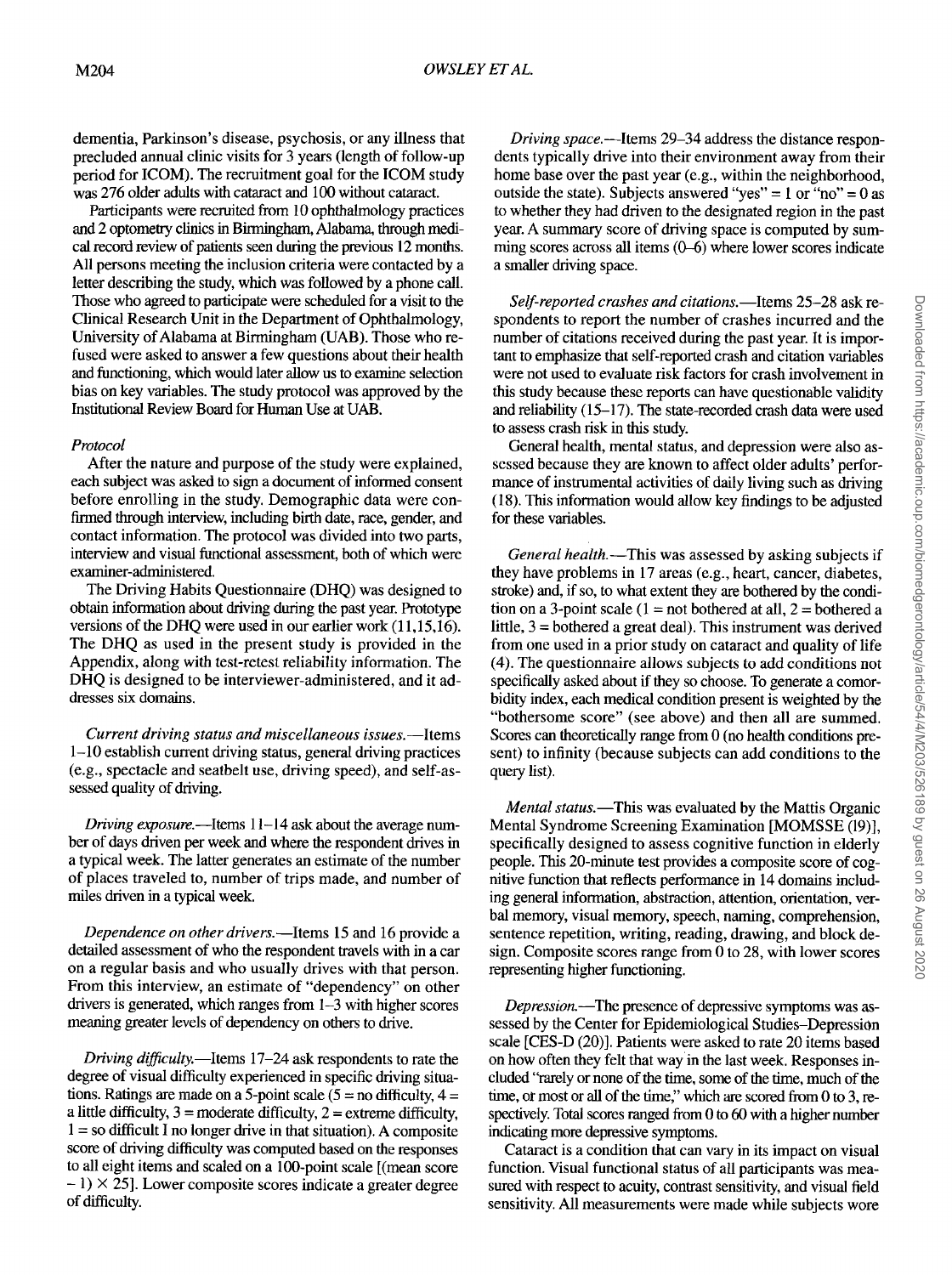dementia, Parkinson's disease, psychosis, or any illness that precluded annual clinic visits for 3 years (length of follow-up period for ICOM). The recruitment goal for the ICOM study was 276 older adults with cataract and 100 without cataract.

Participants were recruited from 10 ophthalmology practices and 2 optometry clinics in Birmingham, Alabama, through medical record review of patients seen during the previous 12 months. All persons meeting the inclusion criteria were contacted by a letter describing the study, which was followed by a phone call. Those who agreed to participate were scheduled for a visit to the Clinical Research Unit in the Department of Ophthalmology, University of Alabama at Birmingham (UAB). Those who refused were asked to answer a few questions about their health and functioning, which would later allow us to examine selection bias on key variables. The study protocol was approved by the Institutional Review Board for Human Use at UAB.

### *Protocol*

After the nature and purpose of the study were explained, each subject was asked to sign a document of informed consent before enrolling in the study. Demographic data were confirmed through interview, including birth date, race, gender, and contact information. The protocol was divided into two parts, interview and visual functional assessment, both of which were examiner-administered.

The Driving Habits Questionnaire (DHQ) was designed to obtain information about driving during the past year. Prototype versions of the DHQ were used in our earlier work (11,15,16). The DHQ as used in the present study is provided in the Appendix, along with test-retest reliability information. The DHQ is designed to be interviewer-administered, and it addresses six domains.

*Current driving status and miscellaneous issues.*—Items 1–10 establish current driving status, general driving practices (e.g., spectacle and seatbelt use, driving speed), and self-assessed quality of driving.

*Driving exposure.*—Items 11–14 ask about the average number of days driven per week and where the respondent drives in a typical week. The latter generates an estimate of the number of places traveled to, number of trips made, and number of miles driven in a typical week.

*Dependence on other drivers.*—Items 15 and 16 provide a detailed assessment of who the respondent travels with in a car on a regular basis and who usually drives with that person. From this interview, an estimate of "dependency" on other drivers is generated, which ranges from 1–3 with higher scores meaning greater levels of dependency on others to drive.

*Driving difficulty.*—Items 17–24 ask respondents to rate the degree of visual difficulty experienced in specific driving situations. Ratings are made on a 5-point scale (5 = no difficulty, 4 = a little difficulty, 3 = moderate difficulty, 2 = extreme difficulty, 1 = so difficult I no longer drive in that situation). A composite score of driving difficulty was computed based on the responses to all eight items and scaled on a 100-point scale [(mean score − 1) × 25]. Lower composite scores indicate a greater degree of difficulty.

*Driving space.*—Items 29–34 address the distance respondents typically drive into their environment away from their home base over the past year (e.g., within the neighborhood, outside the state). Subjects answered "yes" = 1 or "no" = 0 as to whether they had driven to the designated region in the past year. A summary score of driving space is computed by summing scores across all items (0–6) where lower scores indicate a smaller driving space.

*Self-reported crashes and citations.*—Items 25–28 ask respondents to report the number of crashes incurred and the number of citations received during the past year. It is important to emphasize that self-reported crash and citation variables were not used to evaluate risk factors for crash involvement in this study because these reports can have questionable validity and reliability (15–17). The state-recorded crash data were used to assess crash risk in this study.

General health, mental status, and depression were also assessed because they are known to affect older adults' performance of instrumental activities of daily living such as driving (18). This information would allow key findings to be adjusted for these variables.

*General health.*—This was assessed by asking subjects if they have problems in 17 areas (e.g., heart, cancer, diabetes, stroke) and, if so, to what extent they are bothered by the condition on a 3-point scale (1 = not bothered at all, 2 = bothered a little, 3 = bothered a great deal). This instrument was derived from one used in a prior study on cataract and quality of life (4). The questionnaire allows subjects to add conditions not specifically asked about if they so choose. To generate a comorbidity index, each medical condition present is weighted by the "bothersome score" (see above) and then all are summed. Scores can theoretically range from 0 (no health conditions present) to infinity (because subjects can add conditions to the query list).

*Mental status.*—This was evaluated by the Mattis Organic Mental Syndrome Screening Examination [MOMSSE (19)], specifically designed to assess cognitive function in elderly people. This 20-minute test provides a composite score of cognitive function that reflects performance in 14 domains including general information, abstraction, attention, orientation, verbal memory, visual memory, speech, naming, comprehension, sentence repetition, writing, reading, drawing, and block design. Composite scores range from 0 to 28, with lower scores representing higher functioning.

*Depression.*—The presence of depressive symptoms was assessed by the Center for Epidemiological Studies–Depression scale [CES-D (20)]. Patients were asked to rate 20 items based on how often they felt that way in the last week. Responses included "rarely or none of the time, some of the time, much of the time, or most or all of the time," which are scored from 0 to 3, respectively. Total scores ranged from 0 to 60 with a higher number indicating more depressive symptoms.

Cataract is a condition that can vary in its impact on visual function. Visual functional status of all participants was measured with respect to acuity, contrast sensitivity, and visual field sensitivity. All measurements were made while subjects wore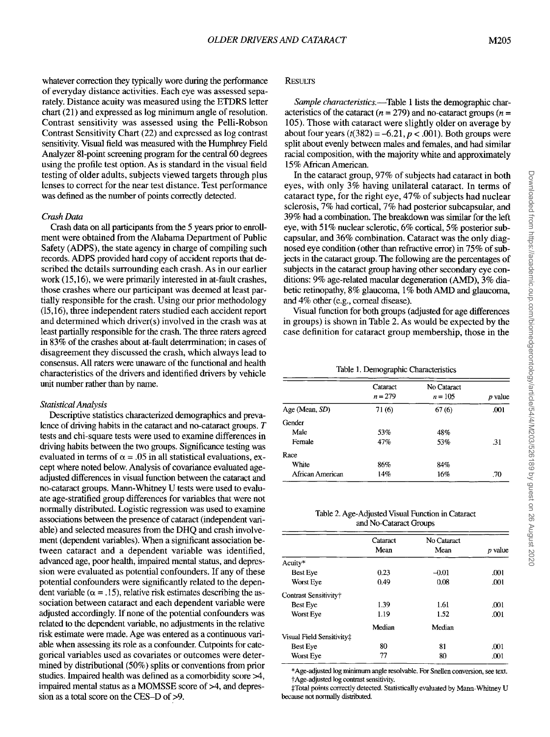whatever correction they typically wore during the performance of everyday distance activities. Each eye was assessed separately. Distance acuity was measured using the ETDRS letter chart (21) and expressed as log minimum angle of resolution. Contrast sensitivity was assessed using the Pelli-Robson Contrast Sensitivity Chart (22) and expressed as log contrast sensitivity. Visual field was measured with the Humphrey Field Analyzer 81-point screening program for the central 60 degrees using the profile test option. As is standard in the visual field testing of older adults, subjects viewed targets through plus lenses to correct for the near test distance. Test performance was defined as the number of points correctly detected.

### *Crash Data*

Crash data on all participants from the 5 years prior to enrollment were obtained from the Alabama Department of Public Safety (ADPS), the state agency in charge of compiling such records. ADPS provided hard copy of accident reports that described the details surrounding each crash. As in our earlier work (15,16), we were primarily interested in at-fault crashes, those crashes where our participant was deemed at least partially responsible for the crash. Using our prior methodology (15,16), three independent raters studied each accident report and determined which driver(s) involved in the crash was at least partially responsible for the crash. The three raters agreed in 83% of the crashes about at-fault determination; in cases of disagreement they discussed the crash, which always lead to consensus. All raters were unaware of the functional and health characteristics of the drivers and identified drivers by vehicle unit number rather than by name.

### *Statistical Analysis*

Descriptive statistics characterized demographics and prevalence of driving habits in the cataract and no-cataract groups. *T* tests and chi-square tests were used to examine differences in driving habits between the two groups. Significance testing was evaluated in terms of $\alpha = .05$ in all statistical evaluations, except where noted below. Analysis of covariance evaluated age-adjusted differences in visual function between the cataract and no-cataract groups. Mann-Whitney U tests were used to evaluate age-stratified group differences for variables that were not normally distributed. Logistic regression was used to examine associations between the presence of cataract (independent variable) and selected measures from the DHQ and crash involvement (dependent variables). When a significant association between cataract and a dependent variable was identified, advanced age, poor health, impaired mental status, and depression were evaluated as potential confounders. If any of these potential confounders were significantly related to the dependent variable ($\alpha = .15$), relative risk estimates describing the association between cataract and each dependent variable were adjusted accordingly. If none of the potential confounders was related to the dependent variable, no adjustments in the relative risk estimate were made. Age was entered as a continuous variable when assessing its role as a confounder. Cutpoints for categorical variables used as covariates or outcomes were determined by distributional (50%) splits or conventions from prior studies. Impaired health was defined as a comorbidity score >4, impaired mental status as a MOMSSE score of >4, and depression as a total score on the CES–D of >9.

## Results

*Sample characteristics.*—Table 1 lists the demographic characteristics of the cataract ($n = 279$) and no-cataract groups ($n = 105$). Those with cataract were slightly older on average by about four years ($t(382) = -6.21$, $p < .001$). Both groups were split about evenly between males and females, and had similar racial composition, with the majority white and approximately 15% African American.

In the cataract group, 97% of subjects had cataract in both eyes, with only 3% having unilateral cataract. In terms of cataract type, for the right eye, 47% of subjects had nuclear sclerosis, 7% had cortical, 7% had posterior subcapsular, and 39% had a combination. The breakdown was similar for the left eye, with 51% nuclear sclerotic, 6% cortical, 5% posterior subcapsular, and 36% combination. Cataract was the only diagnosed eye condition (other than refractive error) in 75% of subjects in the cataract group. The following are the percentages of subjects in the cataract group having other secondary eye conditions: 9% age-related macular degeneration (AMD), 3% diabetic retinopathy, 8% glaucoma, 1% both AMD and glaucoma, and 4% other (e.g., corneal disease).

Visual function for both groups (adjusted for age differences in groups) is shown in Table 2. As would be expected by the case definition for cataract group membership, those in the

Table 1. Demographic Characteristics

| | Cataract $n = 279$ | No Cataract $n = 105$ | *p* value |
|---|---|---|---|
| Age (Mean, *SD*) | 71 (6) | 67 (6) | .001 |
| Gender | | | |
| Male | 53% | 48% | |
| Female | 47% | 53% | .31 |
| Race | | | |
| White | 86% | 84% | |
| African American | 14% | 16% | .70 |

Table 2. Age-Adjusted Visual Function in Cataract and No-Cataract Groups

| | Cataract Mean | No Cataract Mean | *p* value |
|---|---|---|---|
| Acuity* | | | |
| Best Eye | 0.23 | −0.01 | .001 |
| Worst Eye | 0.49 | 0.08 | .001 |
| Contrast Sensitivity† | | | |
| Best Eye | 1.39 | 1.61 | .001 |
| Worst Eye | 1.19 | 1.52 | .001 |
| | Median | Median | |
| Visual Field Sensitivity‡ | | | |
| Best Eye | 80 | 81 | .001 |
| Worst Eye | 77 | 80 | .001 |

*Age-adjusted log minimum angle resolvable. For Snellen conversion, see text.
†Age-adjusted log contrast sensitivity.
‡Total points correctly detected. Statistically evaluated by Mann-Whitney U because not normally distributed.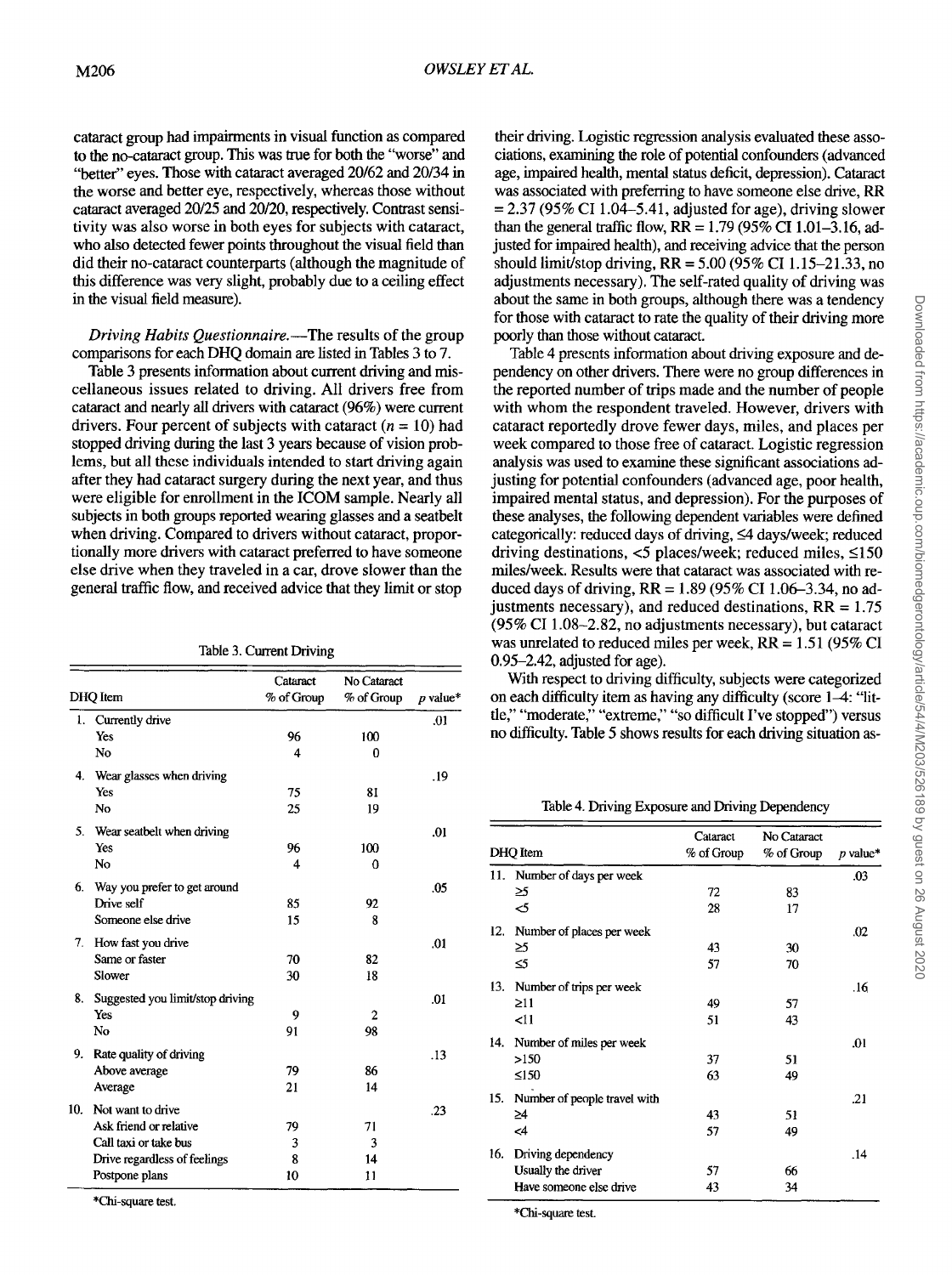cataract group had impairments in visual function as compared to the no-cataract group. This was true for both the "worse" and "better" eyes. Those with cataract averaged 20/62 and 20/34 in the worse and better eye, respectively, whereas those without cataract averaged 20/25 and 20/20, respectively. Contrast sensitivity was also worse in both eyes for subjects with cataract, who also detected fewer points throughout the visual field than did their no-cataract counterparts (although the magnitude of this difference was very slight, probably due to a ceiling effect in the visual field measure).

*Driving Habits Questionnaire.*—The results of the group comparisons for each DHQ domain are listed in Tables 3 to 7.

Table 3 presents information about current driving and miscellaneous issues related to driving. All drivers free from cataract and nearly all drivers with cataract (96%) were current drivers. Four percent of subjects with cataract ($n = 10$) had stopped driving during the last 3 years because of vision problems, but all these individuals intended to start driving again after they had cataract surgery during the next year, and thus were eligible for enrollment in the ICOM sample. Nearly all subjects in both groups reported wearing glasses and a seatbelt when driving. Compared to drivers without cataract, proportionally more drivers with cataract preferred to have someone else drive when they traveled in a car, drove slower than the general traffic flow, and received advice that they limit or stop their driving. Logistic regression analysis evaluated these associations, examining the role of potential confounders (advanced age, impaired health, mental status deficit, depression). Cataract was associated with preferring to have someone else drive, RR = 2.37 (95% CI 1.04–5.41, adjusted for age), driving slower than the general traffic flow, RR = 1.79 (95% CI 1.01–3.16, adjusted for impaired health), and receiving advice that the person should limit/stop driving, RR = 5.00 (95% CI 1.15–21.33, no adjustments necessary). The self-rated quality of driving was about the same in both groups, although there was a tendency for those with cataract to rate the quality of their driving more poorly than those without cataract.

Table 3. Current Driving

| DHQ Item | Cataract % of Group | No Cataract % of Group | p value* |
|---|---|---|---|
| 1. Currently drive | | | .01 |
| Yes | 96 | 100 | |
| No | 4 | 0 | |
| 4. Wear glasses when driving | | | .19 |
| Yes | 75 | 81 | |
| No | 25 | 19 | |
| 5. Wear seatbelt when driving | | | .01 |
| Yes | 96 | 100 | |
| No | 4 | 0 | |
| 6. Way you prefer to get around | | | .05 |
| Drive self | 85 | 92 | |
| Someone else drive | 15 | 8 | |
| 7. How fast you drive | | | .01 |
| Same or faster | 70 | 82 | |
| Slower | 30 | 18 | |
| 8. Suggested you limit/stop driving | | | .01 |
| Yes | 9 | 2 | |
| No | 91 | 98 | |
| 9. Rate quality of driving | | | .13 |
| Above average | 79 | 86 | |
| Average | 21 | 14 | |
| 10. Not want to drive | | | .23 |
| Ask friend or relative | 79 | 71 | |
| Call taxi or take bus | 3 | 3 | |
| Drive regardless of feelings | 8 | 14 | |
| Postpone plans | 10 | 11 | |

*Chi-square test.

Table 4 presents information about driving exposure and dependency on other drivers. There were no group differences in the reported number of trips made and the number of people with whom the respondent traveled. However, drivers with cataract reportedly drove fewer days, miles, and places per week compared to those free of cataract. Logistic regression analysis was used to examine these significant associations adjusting for potential confounders (advanced age, poor health, impaired mental status, and depression). For the purposes of these analyses, the following dependent variables were defined categorically: reduced days of driving, ≤4 days/week; reduced driving destinations, <5 places/week; reduced miles, ≤150 miles/week. Results were that cataract was associated with reduced days of driving, RR = 1.89 (95% CI 1.06–3.34, no adjustments necessary), and reduced destinations, RR = 1.75 (95% CI 1.08–2.82, no adjustments necessary), but cataract was unrelated to reduced miles per week, RR = 1.51 (95% CI 0.95–2.42, adjusted for age).

With respect to driving difficulty, subjects were categorized on each difficulty item as having any difficulty (score 1–4: "little," "moderate," "extreme," "so difficult I've stopped") versus no difficulty. Table 5 shows results for each driving situation as-

Table 4. Driving Exposure and Driving Dependency

| DHQ Item | Cataract % of Group | No Cataract % of Group | p value* |
|---|---|---|---|
| 11. Number of days per week | | | .03 |
| ≥5 | 72 | 83 | |
| <5 | 28 | 17 | |
| 12. Number of places per week | | | .02 |
| ≥5 | 43 | 30 | |
| ≤5 | 57 | 70 | |
| 13. Number of trips per week | | | .16 |
| ≥11 | 49 | 57 | |
| <11 | 51 | 43 | |
| 14. Number of miles per week | | | .01 |
| >150 | 37 | 51 | |
| ≤150 | 63 | 49 | |
| 15. Number of people travel with | | | .21 |
| ≥4 | 43 | 51 | |
| <4 | 57 | 49 | |
| 16. Driving dependency | | | .14 |
| Usually the driver | 57 | 66 | |
| Have someone else drive | 43 | 34 | |

*Chi-square test.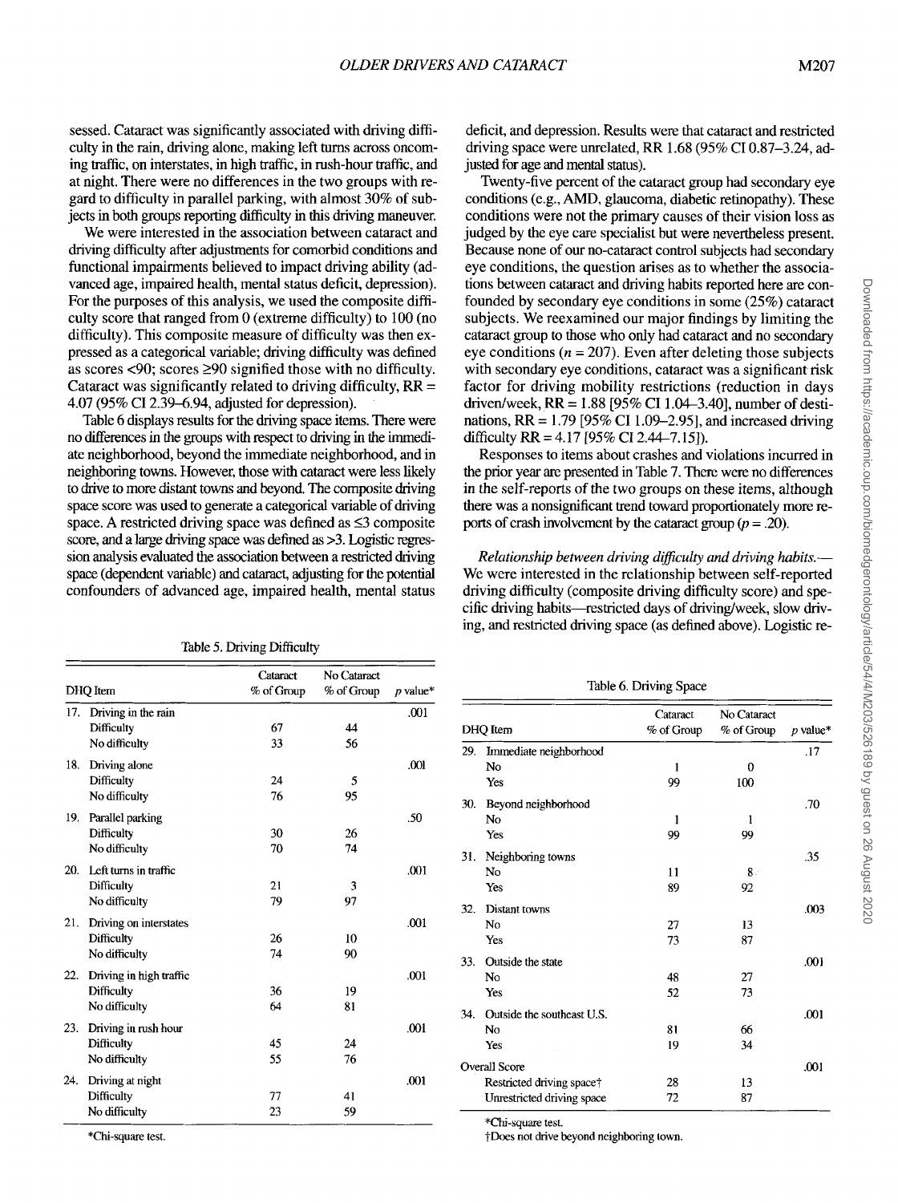sessed. Cataract was significantly associated with driving difficulty in the rain, driving alone, making left turns across oncoming traffic, on interstates, in high traffic, in rush-hour traffic, and at night. There were no differences in the two groups with regard to difficulty in parallel parking, with almost 30% of subjects in both groups reporting difficulty in this driving maneuver.

We were interested in the association between cataract and driving difficulty after adjustments for comorbid conditions and functional impairments believed to impact driving ability (advanced age, impaired health, mental status deficit, depression). For the purposes of this analysis, we used the composite difficulty score that ranged from 0 (extreme difficulty) to 100 (no difficulty). This composite measure of difficulty was then expressed as a categorical variable; driving difficulty was defined as scores <90; scores ≥90 signified those with no difficulty. Cataract was significantly related to driving difficulty, RR = 4.07 (95% CI 2.39–6.94, adjusted for depression).

Table 6 displays results for the driving space items. There were no differences in the groups with respect to driving in the immediate neighborhood, beyond the immediate neighborhood, and in neighboring towns. However, those with cataract were less likely to drive to more distant towns and beyond. The composite driving space score was used to generate a categorical variable of driving space. A restricted driving space was defined as ≤3 composite score, and a large driving space was defined as >3. Logistic regression analysis evaluated the association between a restricted driving space (dependent variable) and cataract, adjusting for the potential confounders of advanced age, impaired health, mental status deficit, and depression. Results were that cataract and restricted driving space were unrelated, RR 1.68 (95% CI 0.87–3.24, adjusted for age and mental status).

Twenty-five percent of the cataract group had secondary eye conditions (e.g., AMD, glaucoma, diabetic retinopathy). These conditions were not the primary causes of their vision loss as judged by the eye care specialist but were nevertheless present. Because none of our no-cataract control subjects had secondary eye conditions, the question arises as to whether the associations between cataract and driving habits reported here are confounded by secondary eye conditions in some (25%) cataract subjects. We reexamined our major findings by limiting the cataract group to those who only had cataract and no secondary eye conditions ($n = 207$). Even after deleting those subjects with secondary eye conditions, cataract was a significant risk factor for driving mobility restrictions (reduction in days driven/week, RR = 1.88 [95% CI 1.04–3.40], number of destinations, RR = 1.79 [95% CI 1.09–2.95], and increased driving difficulty RR = 4.17 [95% CI 2.44–7.15]).

Responses to items about crashes and violations incurred in the prior year are presented in Table 7. There were no differences in the self-reports of the two groups on these items, although there was a nonsignificant trend toward proportionately more reports of crash involvement by the cataract group ($p = .20$).

*Relationship between driving difficulty and driving habits.*— We were interested in the relationship between self-reported driving difficulty (composite driving difficulty score) and specific driving habits—restricted days of driving/week, slow driving, and restricted driving space (as defined above). Logistic re-

Table 5. Driving Difficulty

| DHQ Item | Cataract % of Group | No Cataract % of Group | $p$ value* |
|---|---|---|---|
| 17. Driving in the rain | | | .001 |
| Difficulty | 67 | 44 | |
| No difficulty | 33 | 56 | |
| 18. Driving alone | | | .001 |
| Difficulty | 24 | 5 | |
| No difficulty | 76 | 95 | |
| 19. Parallel parking | | | .50 |
| Difficulty | 30 | 26 | |
| No difficulty | 70 | 74 | |
| 20. Left turns in traffic | | | .001 |
| Difficulty | 21 | 3 | |
| No difficulty | 79 | 97 | |
| 21. Driving on interstates | | | .001 |
| Difficulty | 26 | 10 | |
| No difficulty | 74 | 90 | |
| 22. Driving in high traffic | | | .001 |
| Difficulty | 36 | 19 | |
| No difficulty | 64 | 81 | |
| 23. Driving in rush hour | | | .001 |
| Difficulty | 45 | 24 | |
| No difficulty | 55 | 76 | |
| 24. Driving at night | | | .001 |
| Difficulty | 77 | 41 | |
| No difficulty | 23 | 59 | |

*Chi-square test.

Table 6. Driving Space

| DHQ Item | Cataract % of Group | No Cataract % of Group | $p$ value* |
|---|---|---|---|
| 29. Immediate neighborhood | | | .17 |
| No | 1 | 0 | |
| Yes | 99 | 100 | |
| 30. Beyond neighborhood | | | .70 |
| No | 1 | 1 | |
| Yes | 99 | 99 | |
| 31. Neighboring towns | | | .35 |
| No | 11 | 8 | |
| Yes | 89 | 92 | |
| 32. Distant towns | | | .003 |
| No | 27 | 13 | |
| Yes | 73 | 87 | |
| 33. Outside the state | | | .001 |
| No | 48 | 27 | |
| Yes | 52 | 73 | |
| 34. Outside the southeast U.S. | | | .001 |
| No | 81 | 66 | |
| Yes | 19 | 34 | |
| Overall Score | | | .001 |
| Restricted driving space† | 28 | 13 | |
| Unrestricted driving space | 72 | 87 | |

*Chi-square test.

†Does not drive beyond neighboring town.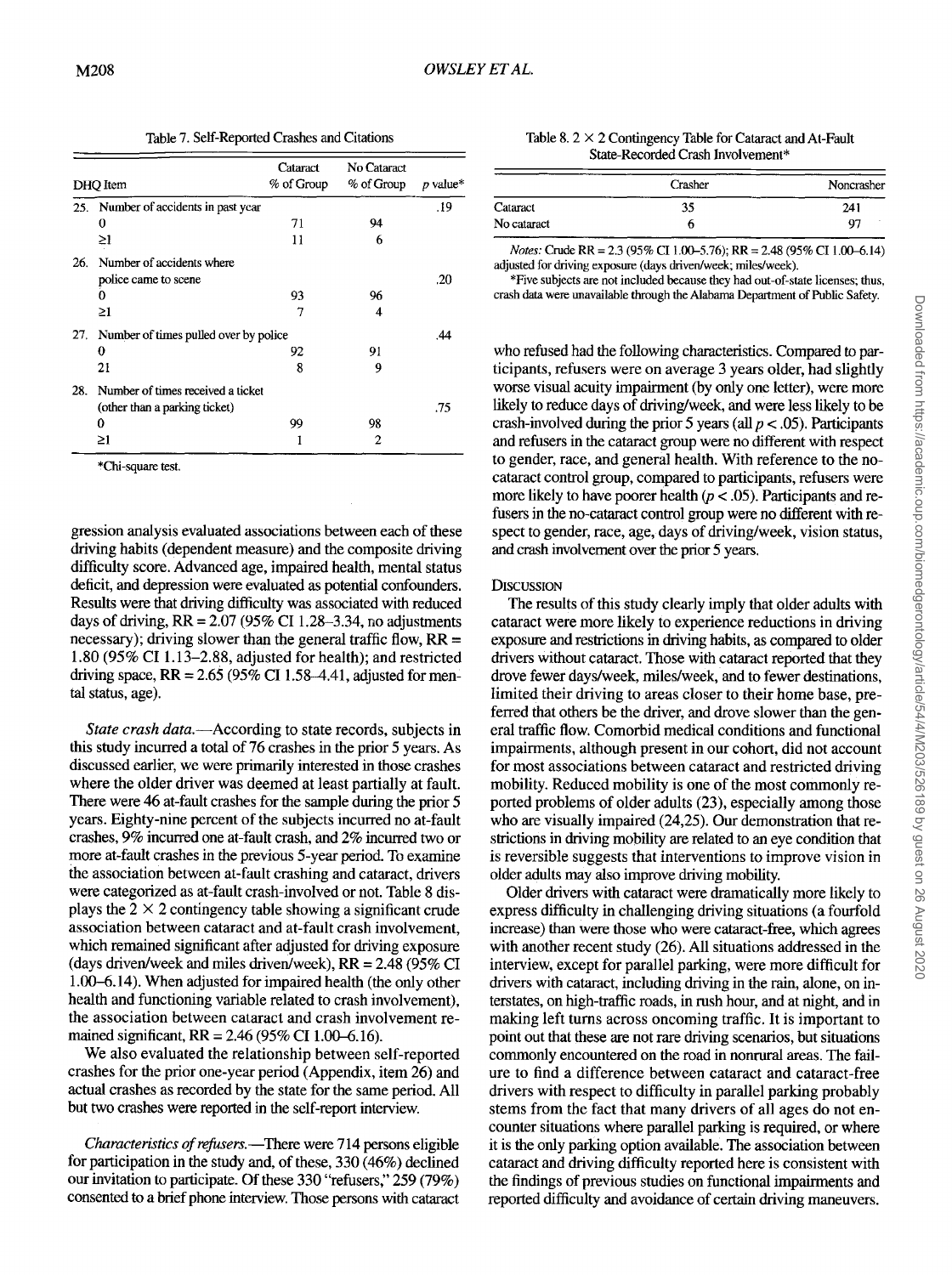Table 7. Self-Reported Crashes and Citations

| DHQ Item | Cataract % of Group | No Cataract % of Group | p value* |
| --- | --- | --- | --- |
| 25. Number of accidents in past year | | | .19 |
| 0 | 71 | 94 | |
| ≥1 | 11 | 6 | |
| 26. Number of accidents where police came to scene | | | .20 |
| 0 | 93 | 96 | |
| ≥1 | 7 | 4 | |
| 27. Number of times pulled over by police | | | .44 |
| 0 | 92 | 91 | |
| ≥1 | 8 | 9 | |
| 28. Number of times received a ticket (other than a parking ticket) | | | .75 |
| 0 | 99 | 98 | |
| ≥1 | 1 | 2 | |

*Chi-square test.

gression analysis evaluated associations between each of these driving habits (dependent measure) and the composite driving difficulty score. Advanced age, impaired health, mental status deficit, and depression were evaluated as potential confounders. Results were that driving difficulty was associated with reduced days of driving, RR = 2.07 (95% CI 1.28–3.34, no adjustments necessary); driving slower than the general traffic flow, RR = 1.80 (95% CI 1.13–2.88, adjusted for health); and restricted driving space, RR = 2.65 (95% CI 1.58–4.41, adjusted for mental status, age).

*State crash data.*—According to state records, subjects in this study incurred a total of 76 crashes in the prior 5 years. As discussed earlier, we were primarily interested in those crashes where the older driver was deemed at least partially at fault. There were 46 at-fault crashes for the sample during the prior 5 years. Eighty-nine percent of the subjects incurred no at-fault crashes, 9% incurred one at-fault crash, and 2% incurred two or more at-fault crashes in the previous 5-year period. To examine the association between at-fault crashing and cataract, drivers were categorized as at-fault crash-involved or not. Table 8 displays the 2 × 2 contingency table showing a significant crude association between cataract and at-fault crash involvement, which remained significant after adjusted for driving exposure (days driven/week and miles driven/week), RR = 2.48 (95% CI 1.00–6.14). When adjusted for impaired health (the only other health and functioning variable related to crash involvement), the association between cataract and crash involvement remained significant, RR = 2.46 (95% CI 1.00–6.16).

We also evaluated the relationship between self-reported crashes for the prior one-year period (Appendix, item 26) and actual crashes as recorded by the state for the same period. All but two crashes were reported in the self-report interview.

*Characteristics of refusers.*—There were 714 persons eligible for participation in the study and, of these, 330 (46%) declined our invitation to participate. Of these 330 "refusers," 259 (79%) consented to a brief phone interview. Those persons with cataract who refused had the following characteristics. Compared to participants, refusers were on average 3 years older, had slightly worse visual acuity impairment (by only one letter), were more likely to reduce days of driving/week, and were less likely to be crash-involved during the prior 5 years (all $p < .05$). Participants and refusers in the cataract group were no different with respect to gender, race, and general health. With reference to the no-cataract control group, compared to participants, refusers were more likely to have poorer health ($p < .05$). Participants and refusers in the no-cataract control group were no different with respect to gender, race, age, days of driving/week, vision status, and crash involvement over the prior 5 years.

Table 8. 2 × 2 Contingency Table for Cataract and At-Fault State-Recorded Crash Involvement*

| | Crasher | Noncrasher |
| --- | --- | --- |
| Cataract | 35 | 241 |
| No cataract | 6 | 97 |

*Notes:* Crude RR = 2.3 (95% CI 1.00–5.76); RR = 2.48 (95% CI 1.00–6.14) adjusted for driving exposure (days driven/week; miles/week).

*Five subjects are not included because they had out-of-state licenses; thus, crash data were unavailable through the Alabama Department of Public Safety.

## Discussion

The results of this study clearly imply that older adults with cataract were more likely to experience reductions in driving exposure and restrictions in driving habits, as compared to older drivers without cataract. Those with cataract reported that they drove fewer days/week, miles/week, and to fewer destinations, limited their driving to areas closer to their home base, preferred that others be the driver, and drove slower than the general traffic flow. Comorbid medical conditions and functional impairments, although present in our cohort, did not account for most associations between cataract and restricted driving mobility. Reduced mobility is one of the most commonly reported problems of older adults (23), especially among those who are visually impaired (24,25). Our demonstration that restrictions in driving mobility are related to an eye condition that is reversible suggests that interventions to improve vision in older adults may also improve driving mobility.

Older drivers with cataract were dramatically more likely to express difficulty in challenging driving situations (a fourfold increase) than were those who were cataract-free, which agrees with another recent study (26). All situations addressed in the interview, except for parallel parking, were more difficult for drivers with cataract, including driving in the rain, alone, on interstates, on high-traffic roads, in rush hour, and at night, and in making left turns across oncoming traffic. It is important to point out that these are not rare driving scenarios, but situations commonly encountered on the road in nonrural areas. The failure to find a difference between cataract and cataract-free drivers with respect to difficulty in parallel parking probably stems from the fact that many drivers of all ages do not encounter situations where parallel parking is required, or where it is the only parking option available. The association between cataract and driving difficulty reported here is consistent with the findings of previous studies on functional impairments and reported difficulty and avoidance of certain driving maneuvers.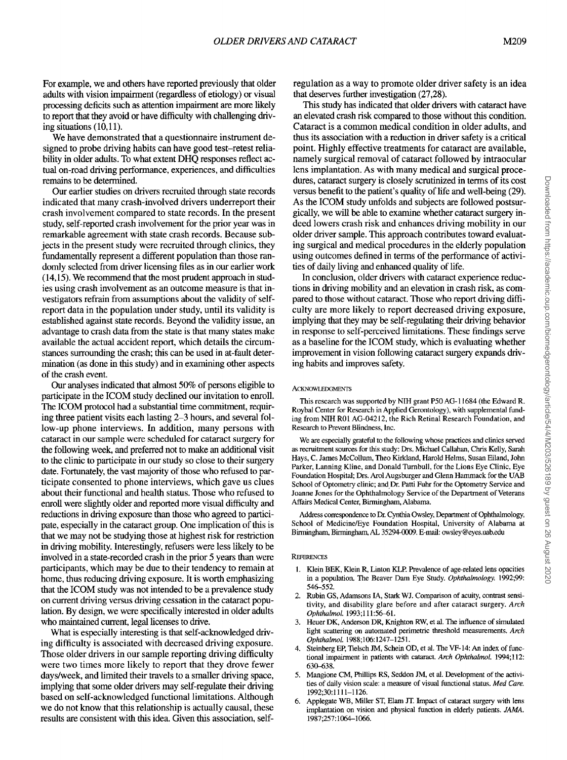For example, we and others have reported previously that older adults with vision impairment (regardless of etiology) or visual processing deficits such as attention impairment are more likely to report that they avoid or have difficulty with challenging driving situations (10,11).

We have demonstrated that a questionnaire instrument designed to probe driving habits can have good test–retest reliability in older adults. To what extent DHQ responses reflect actual on-road driving performance, experiences, and difficulties remains to be determined.

Our earlier studies on drivers recruited through state records indicated that many crash-involved drivers underreport their crash involvement compared to state records. In the present study, self-reported crash involvement for the prior year was in remarkable agreement with state crash records. Because subjects in the present study were recruited through clinics, they fundamentally represent a different population than those randomly selected from driver licensing files as in our earlier work (14,15). We recommend that the most prudent approach in studies using crash involvement as an outcome measure is that investigators refrain from assumptions about the validity of self-report data in the population under study, until its validity is established against state records. Beyond the validity issue, an advantage to crash data from the state is that many states make available the actual accident report, which details the circumstances surrounding the crash; this can be used in at-fault determination (as done in this study) and in examining other aspects of the crash event.

Our analyses indicated that almost 50% of persons eligible to participate in the ICOM study declined our invitation to enroll. The ICOM protocol had a substantial time commitment, requiring three patient visits each lasting 2–3 hours, and several follow-up phone interviews. In addition, many persons with cataract in our sample were scheduled for cataract surgery for the following week, and preferred not to make an additional visit to the clinic to participate in our study so close to their surgery date. Fortunately, the vast majority of those who refused to participate consented to phone interviews, which gave us clues about their functional and health status. Those who refused to enroll were slightly older and reported more visual difficulty and reductions in driving exposure than those who agreed to participate, especially in the cataract group. One implication of this is that we may not be studying those at highest risk for restriction in driving mobility. Interestingly, refusers were less likely to be involved in a state-recorded crash in the prior 5 years than were participants, which may be due to their tendency to remain at home, thus reducing driving exposure. It is worth emphasizing that the ICOM study was not intended to be a prevalence study on current driving versus driving cessation in the cataract population. By design, we were specifically interested in older adults who maintained current, legal licenses to drive.

What is especially interesting is that self-acknowledged driving difficulty is associated with decreased driving exposure. Those older drivers in our sample reporting driving difficulty were two times more likely to report that they drove fewer days/week, and limited their travels to a smaller driving space, implying that some older drivers may self-regulate their driving based on self-acknowledged functional limitations. Although we do not know that this relationship is actually causal, these results are consistent with this idea. Given this association, self-regulation as a way to promote older driver safety is an idea that deserves further investigation (27,28).

This study has indicated that older drivers with cataract have an elevated crash risk compared to those without this condition. Cataract is a common medical condition in older adults, and thus its association with a reduction in driver safety is a critical point. Highly effective treatments for cataract are available, namely surgical removal of cataract followed by intraocular lens implantation. As with many medical and surgical procedures, cataract surgery is closely scrutinized in terms of its cost versus benefit to the patient's quality of life and well-being (29). As the ICOM study unfolds and subjects are followed postsurgically, we will be able to examine whether cataract surgery indeed lowers crash risk and enhances driving mobility in our older driver sample. This approach contributes toward evaluating surgical and medical procedures in the elderly population using outcomes defined in terms of the performance of activities of daily living and enhanced quality of life.

In conclusion, older drivers with cataract experience reductions in driving mobility and an elevation in crash risk, as compared to those without cataract. Those who report driving difficulty are more likely to report decreased driving exposure, implying that they may be self-regulating their driving behavior in response to self-perceived limitations. These findings serve as a baseline for the ICOM study, which is evaluating whether improvement in vision following cataract surgery expands driving habits and improves safety.

## Acknowledgments

This research was supported by NIH grant P50 AG-11684 (the Edward R. Roybal Center for Research in Applied Gerontology), with supplemental funding from NIH R01 AG-04212, the Rich Retinal Research Foundation, and Research to Prevent Blindness, Inc.

We are especially grateful to the following whose practices and clinics served as recruitment sources for this study: Drs. Michael Callahan, Chris Kelly, Sarah Hays, C. James McCollum, Theo Kirkland, Harold Helms, Susan Eiland, John Parker, Lanning Kline, and Donald Turnbull, for the Lions Eye Clinic, Eye Foundation Hospital; Drs. Arol Augsburger and Glenn Hammack for the UAB School of Optometry clinic; and Dr. Patti Fuhr for the Optometry Service and Joanne Jones for the Ophthalmology Service of the Department of Veterans Affairs Medical Center, Birmingham, Alabama.

Address correspondence to Dr. Cynthia Owsley, Department of Ophthalmology, School of Medicine/Eye Foundation Hospital, University of Alabama at Birmingham, Birmingham, AL 35294-0009. E-mail: owsley@eyes.uab.edu

## References

1. Klein BEK, Klein R, Linton KLP. Prevalence of age-related lens opacities in a population. The Beaver Dam Eye Study. *Ophthalmology.* 1992;99: 546–552.
2. Rubin GS, Adamsons IA, Stark WJ. Comparison of acuity, contrast sensitivity, and disability glare before and after cataract surgery. *Arch Ophthalmol.* 1993;111:56–61.
3. Heuer DK, Anderson DR, Knighton RW, et al. The influence of simulated light scattering on automated perimetric threshold measurements. *Arch Ophthalmol.* 1988;106:1247–1251.
4. Steinberg EP, Tielsch JM, Schein OD, et al. The VF-14: An index of functional impairment in patients with cataract. *Arch Ophthalmol.* 1994;112: 630–638.
5. Mangione CM, Phillips RS, Seddon JM, et al. Development of the activities of daily vision scale: a measure of visual functional status. *Med Care.* 1992;30:1111–1126.
6. Applegate WB, Miller ST, Elam JT. Impact of cataract surgery with lens implantation on vision and physical function in elderly patients. *JAMA.* 1987;257:1064–1066.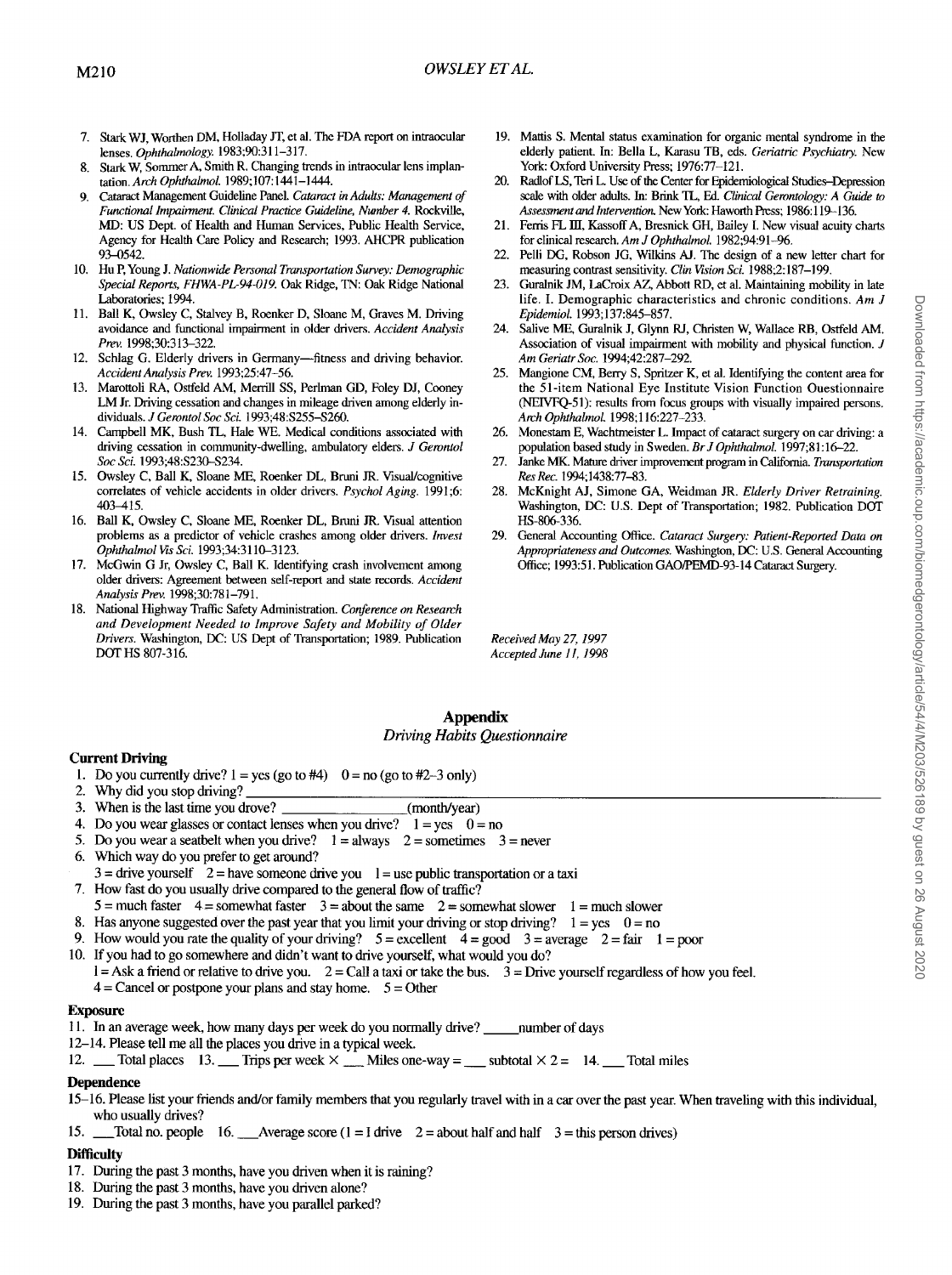7. Stark WJ, Worthen DM, Holladay JT, et al. The FDA report on intraocular lenses. *Ophthalmology.* 1983;90:311–317.
8. Stark W, Sommer A, Smith R. Changing trends in intraocular lens implantation. *Arch Ophthalmol.* 1989;107:1441–1444.
9. Cataract Management Guideline Panel. *Cataract in Adults: Management of Functional Impairment. Clinical Practice Guideline, Number 4.* Rockville, MD: US Dept. of Health and Human Services, Public Health Service, Agency for Health Care Policy and Research; 1993. AHCPR publication 93-0542.
10. Hu P, Young J. *Nationwide Personal Transportation Survey: Demographic Special Reports, FHWA-PL-94-019.* Oak Ridge, TN: Oak Ridge National Laboratories; 1994.
11. Ball K, Owsley C, Stalvey B, Roenker D, Sloane M, Graves M. Driving avoidance and functional impairment in older drivers. *Accident Analysis Prev.* 1998;30:313–322.
12. Schlag G. Elderly drivers in Germany—fitness and driving behavior. *Accident Analysis Prev.* 1993;25:47–56.
13. Marottoli RA, Ostfeld AM, Merrill SS, Perlman GD, Foley DJ, Cooney LM Jr. Driving cessation and changes in mileage driven among elderly individuals. *J Gerontol Soc Sci.* 1993;48:S255–S260.
14. Campbell MK, Bush TL, Hale WE. Medical conditions associated with driving cessation in community-dwelling, ambulatory elders. *J Gerontol Soc Sci.* 1993;48:S230–S234.
15. Owsley C, Ball K, Sloane ME, Roenker DL, Bruni JR. Visual/cognitive correlates of vehicle accidents in older drivers. *Psychol Aging.* 1991;6: 403–415.
16. Ball K, Owsley C, Sloane ME, Roenker DL, Bruni JR. Visual attention problems as a predictor of vehicle crashes among older drivers. *Invest Ophthalmol Vis Sci.* 1993;34:3110–3123.
17. McGwin G Jr, Owsley C, Ball K. Identifying crash involvement among older drivers: Agreement between self-report and state records. *Accident Analysis Prev.* 1998;30:781–791.
18. National Highway Traffic Safety Administration. *Conference on Research and Development Needed to Improve Safety and Mobility of Older Drivers.* Washington, DC: US Dept of Transportation; 1989. Publication DOT HS 807-316.
19. Mattis S. Mental status examination for organic mental syndrome in the elderly patient. In: Bella L, Karasu TB, eds. *Geriatric Psychiatry.* New York: Oxford University Press; 1976:77–121.
20. Radlof LS, Teri L. Use of the Center for Epidemiological Studies–Depression scale with older adults. In: Brink TL, Ed. *Clinical Gerontology: A Guide to Assessment and Intervention.* New York: Haworth Press; 1986:119–136.
21. Ferris FL III, Kassoff A, Bresnick GH, Bailey I. New visual acuity charts for clinical research. *Am J Ophthalmol.* 1982;94:91–96.
22. Pelli DG, Robson JG, Wilkins AJ. The design of a new letter chart for measuring contrast sensitivity. *Clin Vision Sci.* 1988;2:187–199.
23. Guralnik JM, LaCroix AZ, Abbott RD, et al. Maintaining mobility in late life. I. Demographic characteristics and chronic conditions. *Am J Epidemiol.* 1993;137:845–857.
24. Salive ME, Guralnik J, Glynn RJ, Christen W, Wallace RB, Ostfeld AM. Association of visual impairment with mobility and physical function. *J Am Geriatr Soc.* 1994;42:287–292.
25. Mangione CM, Berry S, Spritzer K, et al. Identifying the content area for the 51-item National Eye Institute Vision Function Ouestionnaire (NEIVFQ-51): results from focus groups with visually impaired persons. *Arch Ophthalmol.* 1998;116:227–233.
26. Monestam E, Wachtmeister L. Impact of cataract surgery on car driving: a population based study in Sweden. *Br J Ophthalmol.* 1997;81:16–22.
27. Janke MK. Mature driver improvement program in California. *Transportation Res Rec.* 1994;1438:77–83.
28. McKnight AJ, Simone GA, Weidman JR. *Elderly Driver Retraining.* Washington, DC: U.S. Dept of Transportation; 1982. Publication DOT HS-806-336.
29. General Accounting Office. *Cataract Surgery: Patient-Reported Data on Appropriateness and Outcomes.* Washington, DC: U.S. General Accounting Office; 1993:51. Publication GAO/PEMD-93-14 Cataract Surgery.

*Received May 27, 1997*
*Accepted June 11, 1998*

## Appendix

*Driving Habits Questionnaire*

**Current Driving**

1. Do you currently drive? 1 = yes (go to #4) 0 = no (go to #2–3 only)
2. Why did you stop driving? ______________________________
3. When is the last time you drove? ________________(month/year)
4. Do you wear glasses or contact lenses when you drive? 1 = yes 0 = no
5. Do you wear a seatbelt when you drive? 1 = always 2 = sometimes 3 = never
6. Which way do you prefer to get around?
   3 = drive yourself 2 = have someone drive you 1 = use public transportation or a taxi
7. How fast do you usually drive compared to the general flow of traffic?
   5 = much faster 4 = somewhat faster 3 = about the same 2 = somewhat slower 1 = much slower
8. Has anyone suggested over the past year that you limit your driving or stop driving? 1 = yes 0 = no
9. How would you rate the quality of your driving? 5 = excellent 4 = good 3 = average 2 = fair 1 = poor
10. If you had to go somewhere and didn't want to drive yourself, what would you do?
    1 = Ask a friend or relative to drive you. 2 = Call a taxi or take the bus. 3 = Drive yourself regardless of how you feel.
    4 = Cancel or postpone your plans and stay home. 5 = Other

**Exposure**

11. In an average week, how many days per week do you normally drive? _____number of days

12–14. Please tell me all the places you drive in a typical week.

12. ___ Total places 13. ___ Trips per week × ___ Miles one-way = ___ subtotal × 2 = 14. ___ Total miles

**Dependence**

15–16. Please list your friends and/or family members that you regularly travel with in a car over the past year. When traveling with this individual, who usually drives?

15. ___Total no. people 16. ___Average score (1 = I drive 2 = about half and half 3 = this person drives)

**Difficulty**

17. During the past 3 months, have you driven when it is raining?
18. During the past 3 months, have you driven alone?
19. During the past 3 months, have you parallel parked?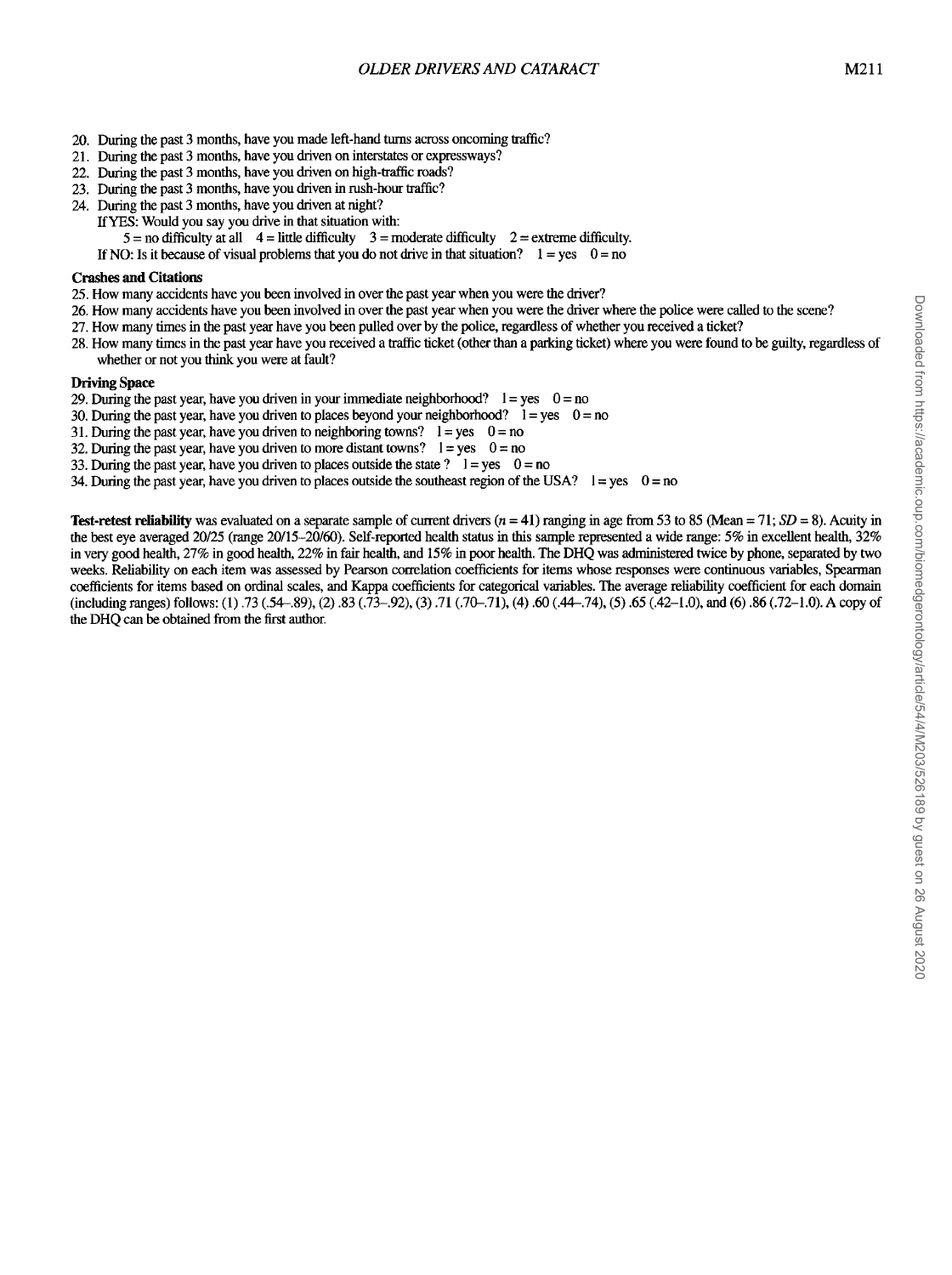20. During the past 3 months, have you made left-hand turns across oncoming traffic?
21. During the past 3 months, have you driven on interstates or expressways?
22. During the past 3 months, have you driven on high-traffic roads?
23. During the past 3 months, have you driven in rush-hour traffic?
24. During the past 3 months, have you driven at night?

    If YES: Would you say you drive in that situation with:

    5 = no difficulty at all   4 = little difficulty   3 = moderate difficulty   2 = extreme difficulty.

    If NO: Is it because of visual problems that you do not drive in that situation?   1 = yes   0 = no

**Crashes and Citations**

25. How many accidents have you been involved in over the past year when you were the driver?
26. How many accidents have you been involved in over the past year when you were the driver where the police were called to the scene?
27. How many times in the past year have you been pulled over by the police, regardless of whether you received a ticket?
28. How many times in the past year have you received a traffic ticket (other than a parking ticket) where you were found to be guilty, regardless of whether or not you think you were at fault?

**Driving Space**

29. During the past year, have you driven in your immediate neighborhood?   1 = yes   0 = no
30. During the past year, have you driven to places beyond your neighborhood?   1 = yes   0 = no
31. During the past year, have you driven to neighboring towns?   1 = yes   0 = no
32. During the past year, have you driven to more distant towns?   1 = yes   0 = no
33. During the past year, have you driven to places outside the state ?   1 = yes   0 = no
34. During the past year, have you driven to places outside the southeast region of the USA?   1 = yes   0 = no

**Test-retest reliability** was evaluated on a separate sample of current drivers ($n = 41$) ranging in age from 53 to 85 (Mean = 71; $SD = 8$). Acuity in the best eye averaged 20/25 (range 20/15–20/60). Self-reported health status in this sample represented a wide range: 5% in excellent health, 32% in very good health, 27% in good health, 22% in fair health, and 15% in poor health. The DHQ was administered twice by phone, separated by two weeks. Reliability on each item was assessed by Pearson correlation coefficients for items whose responses were continuous variables, Spearman coefficients for items based on ordinal scales, and Kappa coefficients for categorical variables. The average reliability coefficient for each domain (including ranges) follows: (1) .73 (.54–.89), (2) .83 (.73–.92), (3) .71 (.70–.71), (4) .60 (.44–.74), (5) .65 (.42–1.0), and (6) .86 (.72–1.0). A copy of the DHQ can be obtained from the first author.